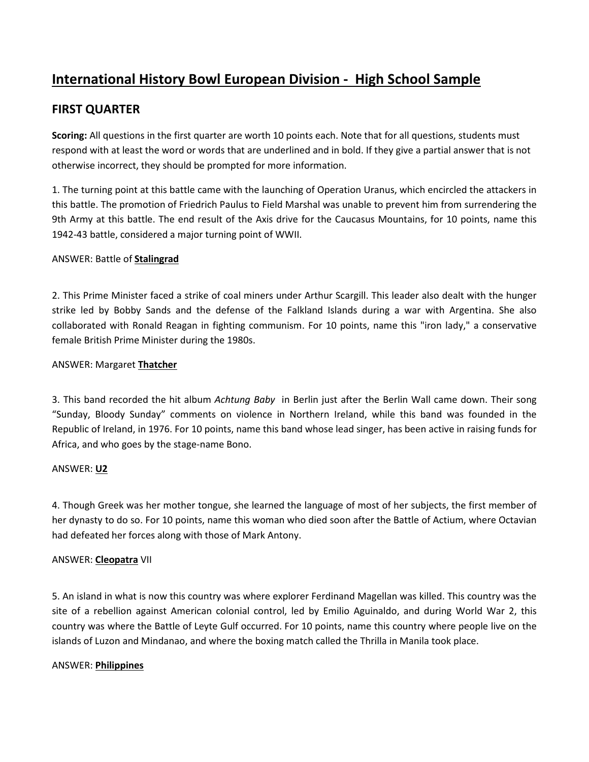# International History Bowl European Division - High School Sample

## FIRST QUARTER

**Scoring:** All questions in the first quarter are worth 10 points each. Note that for all questions, students must respond with at least the word or words that are underlined and in bold. If they give a partial answer that is not otherwise incorrect, they should be prompted for more information.

1. The turning point at this battle came with the launching of Operation Uranus, which encircled the attackers in this battle. The promotion of Friedrich Paulus to Field Marshal was unable to prevent him from surrendering the 9th Army at this battle. The end result of the Axis drive for the Caucasus Mountains, for 10 points, name this 1942-43 battle, considered a major turning point of WWII.

ANSWER: Battle of **Stalingrad**

2. This Prime Minister faced a strike of coal miners under Arthur Scargill. This leader also dealt with the hunger strike led by Bobby Sands and the defense of the Falkland Islands during a war with Argentina. She also collaborated with Ronald Reagan in fighting communism. For 10 points, name this "iron lady," a conservative female British Prime Minister during the 1980s.

ANSWER: Margaret **Thatcher**

3. This band recorded the hit album *Achtung Baby* in Berlin just after the Berlin Wall came down. Their song "Sunday, Bloody Sunday" comments on violence in Northern Ireland, while this band was founded in the Republic of Ireland, in 1976. For 10 points, name this band whose lead singer, has been active in raising funds for Africa, and who goes by the stage-name Bono.

ANSWER: **U2**

4. Though Greek was her mother tongue, she learned the language of most of her subjects, the first member of her dynasty to do so. For 10 points, name this woman who died soon after the Battle of Actium, where Octavian had defeated her forces along with those of Mark Antony.

ANSWER: **Cleopatra** VII

5. An island in what is now this country was where explorer Ferdinand Magellan was killed. This country was the site of a rebellion against American colonial control, led by Emilio Aguinaldo, and during World War 2, this country was where the Battle of Leyte Gulf occurred. For 10 points, name this country where people live on the islands of Luzon and Mindanao, and where the boxing match called the Thrilla in Manila took place.

ANSWER: **Philippines**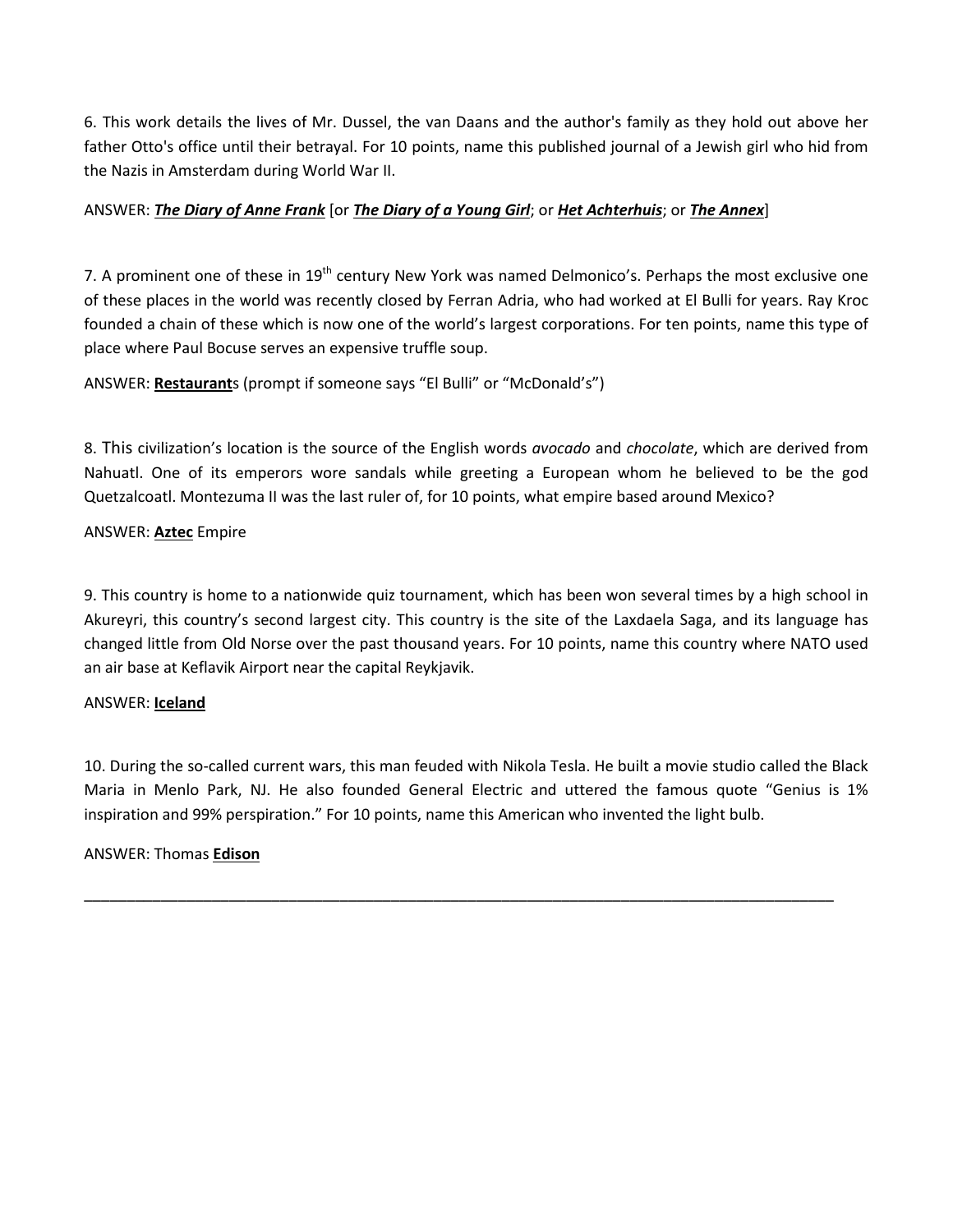6. This work details the lives of Mr. Dussel, the van Daans and the author's family as they hold out above her father Otto's office until their betrayal. For 10 points, name this published journal of a Jewish girl who hid from the Nazis in Amsterdam during World War II.

ANSWER: ***The Diary of Anne Frank*** [or ***The Diary of a Young Girl***; or ***Het Achterhuis***; or ***The Annex***]

7. A prominent one of these in 19th century New York was named Delmonico's. Perhaps the most exclusive one of these places in the world was recently closed by Ferran Adria, who had worked at El Bulli for years. Ray Kroc founded a chain of these which is now one of the world's largest corporations. For ten points, name this type of place where Paul Bocuse serves an expensive truffle soup.

ANSWER: **Restaurant**s (prompt if someone says "El Bulli" or "McDonald's")

8. This civilization's location is the source of the English words *avocado* and *chocolate*, which are derived from Nahuatl. One of its emperors wore sandals while greeting a European whom he believed to be the god Quetzalcoatl. Montezuma II was the last ruler of, for 10 points, what empire based around Mexico?

ANSWER: **Aztec** Empire

9. This country is home to a nationwide quiz tournament, which has been won several times by a high school in Akureyri, this country's second largest city. This country is the site of the Laxdaela Saga, and its language has changed little from Old Norse over the past thousand years. For 10 points, name this country where NATO used an air base at Keflavik Airport near the capital Reykjavik.

ANSWER: **Iceland**

10. During the so-called current wars, this man feuded with Nikola Tesla. He built a movie studio called the Black Maria in Menlo Park, NJ. He also founded General Electric and uttered the famous quote "Genius is 1% inspiration and 99% perspiration." For 10 points, name this American who invented the light bulb.

ANSWER: Thomas **Edison**

---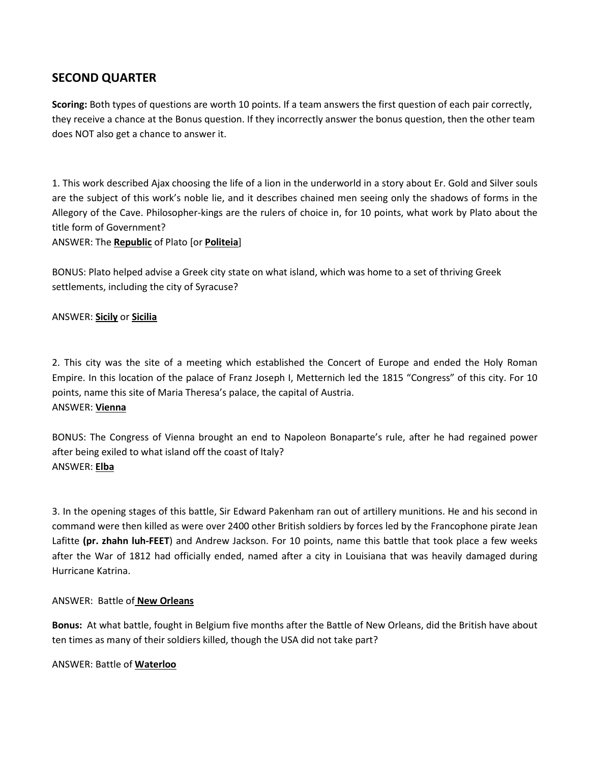## SECOND QUARTER

**Scoring:** Both types of questions are worth 10 points. If a team answers the first question of each pair correctly, they receive a chance at the Bonus question. If they incorrectly answer the bonus question, then the other team does NOT also get a chance to answer it.

1. This work described Ajax choosing the life of a lion in the underworld in a story about Er. Gold and Silver souls are the subject of this work's noble lie, and it describes chained men seeing only the shadows of forms in the Allegory of the Cave. Philosopher-kings are the rulers of choice in, for 10 points, what work by Plato about the title form of Government?

ANSWER: The **Republic** of Plato [or **Politeia**]

BONUS: Plato helped advise a Greek city state on what island, which was home to a set of thriving Greek settlements, including the city of Syracuse?

ANSWER: **Sicily** or **Sicilia**

2. This city was the site of a meeting which established the Concert of Europe and ended the Holy Roman Empire. In this location of the palace of Franz Joseph I, Metternich led the 1815 "Congress" of this city. For 10 points, name this site of Maria Theresa's palace, the capital of Austria.

ANSWER: **Vienna**

BONUS: The Congress of Vienna brought an end to Napoleon Bonaparte's rule, after he had regained power after being exiled to what island off the coast of Italy?

ANSWER: **Elba**

3. In the opening stages of this battle, Sir Edward Pakenham ran out of artillery munitions. He and his second in command were then killed as were over 2400 other British soldiers by forces led by the Francophone pirate Jean Lafitte **(pr. zhahn luh-FEET)** and Andrew Jackson. For 10 points, name this battle that took place a few weeks after the War of 1812 had officially ended, named after a city in Louisiana that was heavily damaged during Hurricane Katrina.

ANSWER: Battle of **New Orleans**

**Bonus:** At what battle, fought in Belgium five months after the Battle of New Orleans, did the British have about ten times as many of their soldiers killed, though the USA did not take part?

ANSWER: Battle of **Waterloo**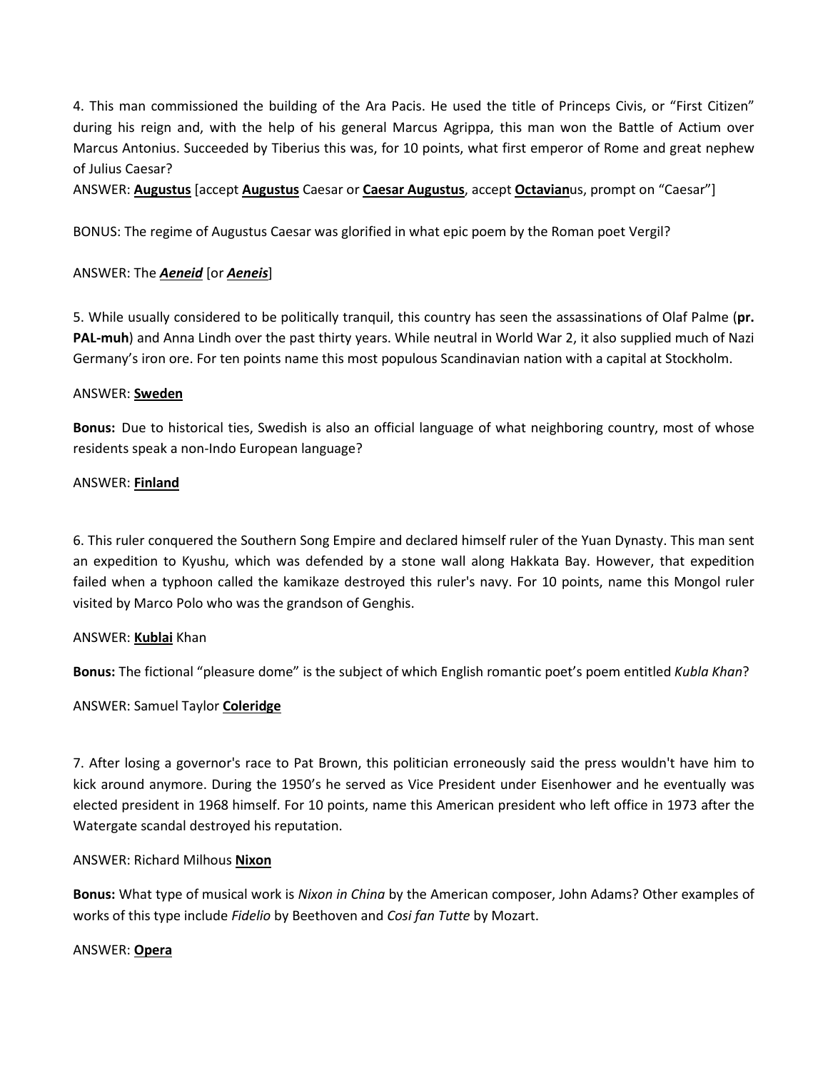4. This man commissioned the building of the Ara Pacis. He used the title of Princeps Civis, or "First Citizen" during his reign and, with the help of his general Marcus Agrippa, this man won the Battle of Actium over Marcus Antonius. Succeeded by Tiberius this was, for 10 points, what first emperor of Rome and great nephew of Julius Caesar?

ANSWER: **Augustus** [accept **Augustus** Caesar or **Caesar Augustus**, accept **Octavian**us, prompt on "Caesar"]

BONUS: The regime of Augustus Caesar was glorified in what epic poem by the Roman poet Vergil?

ANSWER: The ***Aeneid*** [or ***Aeneis***]

5. While usually considered to be politically tranquil, this country has seen the assassinations of Olaf Palme (**pr. PAL-muh**) and Anna Lindh over the past thirty years. While neutral in World War 2, it also supplied much of Nazi Germany's iron ore. For ten points name this most populous Scandinavian nation with a capital at Stockholm.

ANSWER: **Sweden**

**Bonus:** Due to historical ties, Swedish is also an official language of what neighboring country, most of whose residents speak a non-Indo European language?

ANSWER: **Finland**

6. This ruler conquered the Southern Song Empire and declared himself ruler of the Yuan Dynasty. This man sent an expedition to Kyushu, which was defended by a stone wall along Hakkata Bay. However, that expedition failed when a typhoon called the kamikaze destroyed this ruler's navy. For 10 points, name this Mongol ruler visited by Marco Polo who was the grandson of Genghis.

ANSWER: **Kublai** Khan

**Bonus:** The fictional "pleasure dome" is the subject of which English romantic poet's poem entitled *Kubla Khan*?

ANSWER: Samuel Taylor **Coleridge**

7. After losing a governor's race to Pat Brown, this politician erroneously said the press wouldn't have him to kick around anymore. During the 1950's he served as Vice President under Eisenhower and he eventually was elected president in 1968 himself. For 10 points, name this American president who left office in 1973 after the Watergate scandal destroyed his reputation.

ANSWER: Richard Milhous **Nixon**

**Bonus:** What type of musical work is *Nixon in China* by the American composer, John Adams? Other examples of works of this type include *Fidelio* by Beethoven and *Cosi fan Tutte* by Mozart.

ANSWER: **Opera**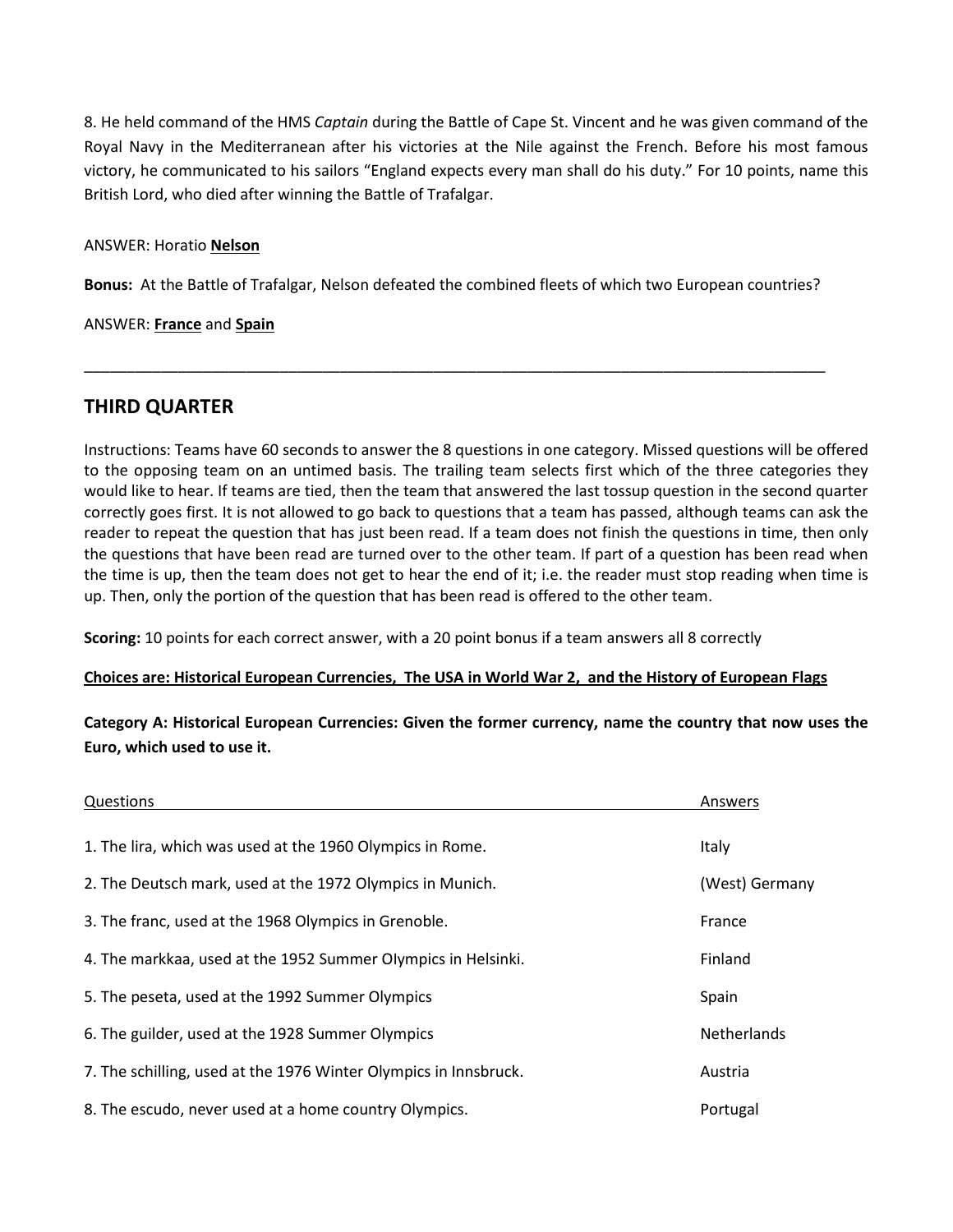8. He held command of the HMS *Captain* during the Battle of Cape St. Vincent and he was given command of the Royal Navy in the Mediterranean after his victories at the Nile against the French. Before his most famous victory, he communicated to his sailors "England expects every man shall do his duty." For 10 points, name this British Lord, who died after winning the Battle of Trafalgar.

ANSWER: Horatio **Nelson**

**Bonus:** At the Battle of Trafalgar, Nelson defeated the combined fleets of which two European countries?

ANSWER: **France** and **Spain**

---

## THIRD QUARTER

Instructions: Teams have 60 seconds to answer the 8 questions in one category. Missed questions will be offered to the opposing team on an untimed basis. The trailing team selects first which of the three categories they would like to hear. If teams are tied, then the team that answered the last tossup question in the second quarter correctly goes first. It is not allowed to go back to questions that a team has passed, although teams can ask the reader to repeat the question that has just been read. If a team does not finish the questions in time, then only the questions that have been read are turned over to the other team. If part of a question has been read when the time is up, then the team does not get to hear the end of it; i.e. the reader must stop reading when time is up. Then, only the portion of the question that has been read is offered to the other team.

**Scoring:** 10 points for each correct answer, with a 20 point bonus if a team answers all 8 correctly

**Choices are: Historical European Currencies, The USA in World War 2, and the History of European Flags**

**Category A: Historical European Currencies: Given the former currency, name the country that now uses the Euro, which used to use it.**

| Questions | Answers |
|---|---|
| 1. The lira, which was used at the 1960 Olympics in Rome. | Italy |
| 2. The Deutsch mark, used at the 1972 Olympics in Munich. | (West) Germany |
| 3. The franc, used at the 1968 Olympics in Grenoble. | France |
| 4. The markkaa, used at the 1952 Summer OIympics in Helsinki. | Finland |
| 5. The peseta, used at the 1992 Summer Olympics | Spain |
| 6. The guilder, used at the 1928 Summer Olympics | Netherlands |
| 7. The schilling, used at the 1976 Winter Olympics in Innsbruck. | Austria |
| 8. The escudo, never used at a home country Olympics. | Portugal |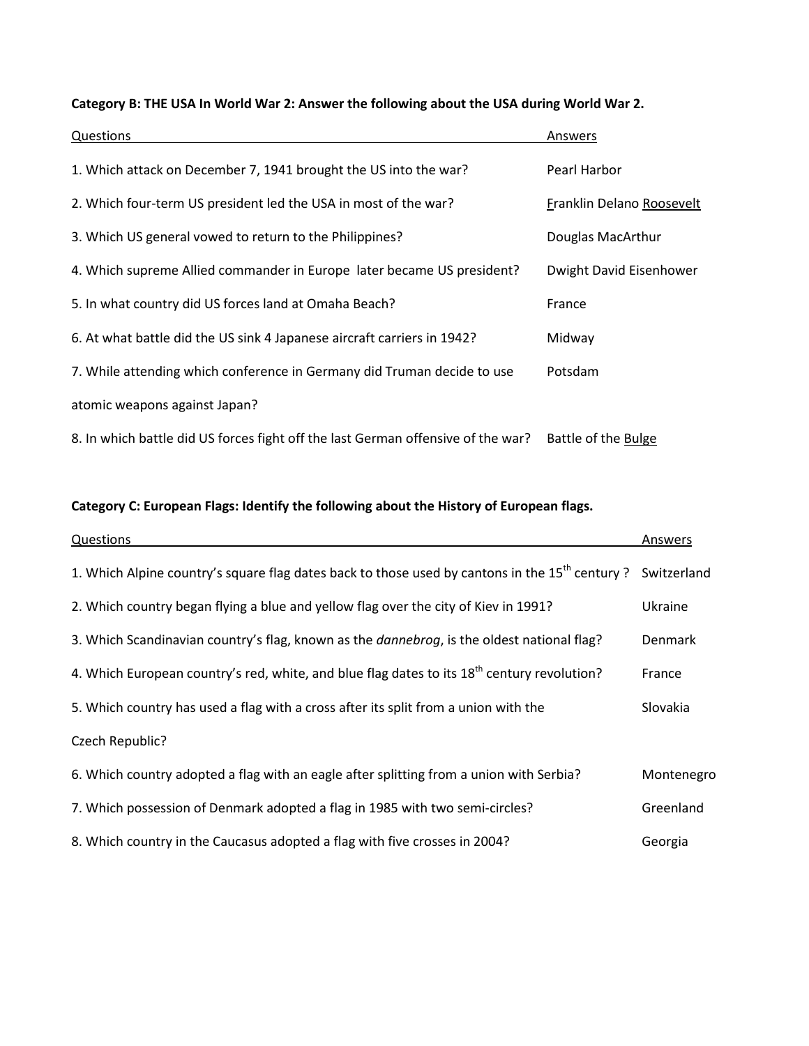**Category B: THE USA In World War 2: Answer the following about the USA during World War 2.**

| Questions | Answers |
|---|---|
| 1. Which attack on December 7, 1941 brought the US into the war? | Pearl Harbor |
| 2. Which four-term US president led the USA in most of the war? | Franklin Delano Roosevelt |
| 3. Which US general vowed to return to the Philippines? | Douglas MacArthur |
| 4. Which supreme Allied commander in Europe later became US president? | Dwight David Eisenhower |
| 5. In what country did US forces land at Omaha Beach? | France |
| 6. At what battle did the US sink 4 Japanese aircraft carriers in 1942? | Midway |
| 7. While attending which conference in Germany did Truman decide to use atomic weapons against Japan? | Potsdam |
| 8. In which battle did US forces fight off the last German offensive of the war? | Battle of the Bulge |

**Category C: European Flags: Identify the following about the History of European flags.**

| Questions | Answers |
|---|---|
| 1. Which Alpine country's square flag dates back to those used by cantons in the 15th century ? | Switzerland |
| 2. Which country began flying a blue and yellow flag over the city of Kiev in 1991? | Ukraine |
| 3. Which Scandinavian country's flag, known as the *dannebrog*, is the oldest national flag? | Denmark |
| 4. Which European country's red, white, and blue flag dates to its 18th century revolution? | France |
| 5. Which country has used a flag with a cross after its split from a union with the Czech Republic? | Slovakia |
| 6. Which country adopted a flag with an eagle after splitting from a union with Serbia? | Montenegro |
| 7. Which possession of Denmark adopted a flag in 1985 with two semi-circles? | Greenland |
| 8. Which country in the Caucasus adopted a flag with five crosses in 2004? | Georgia |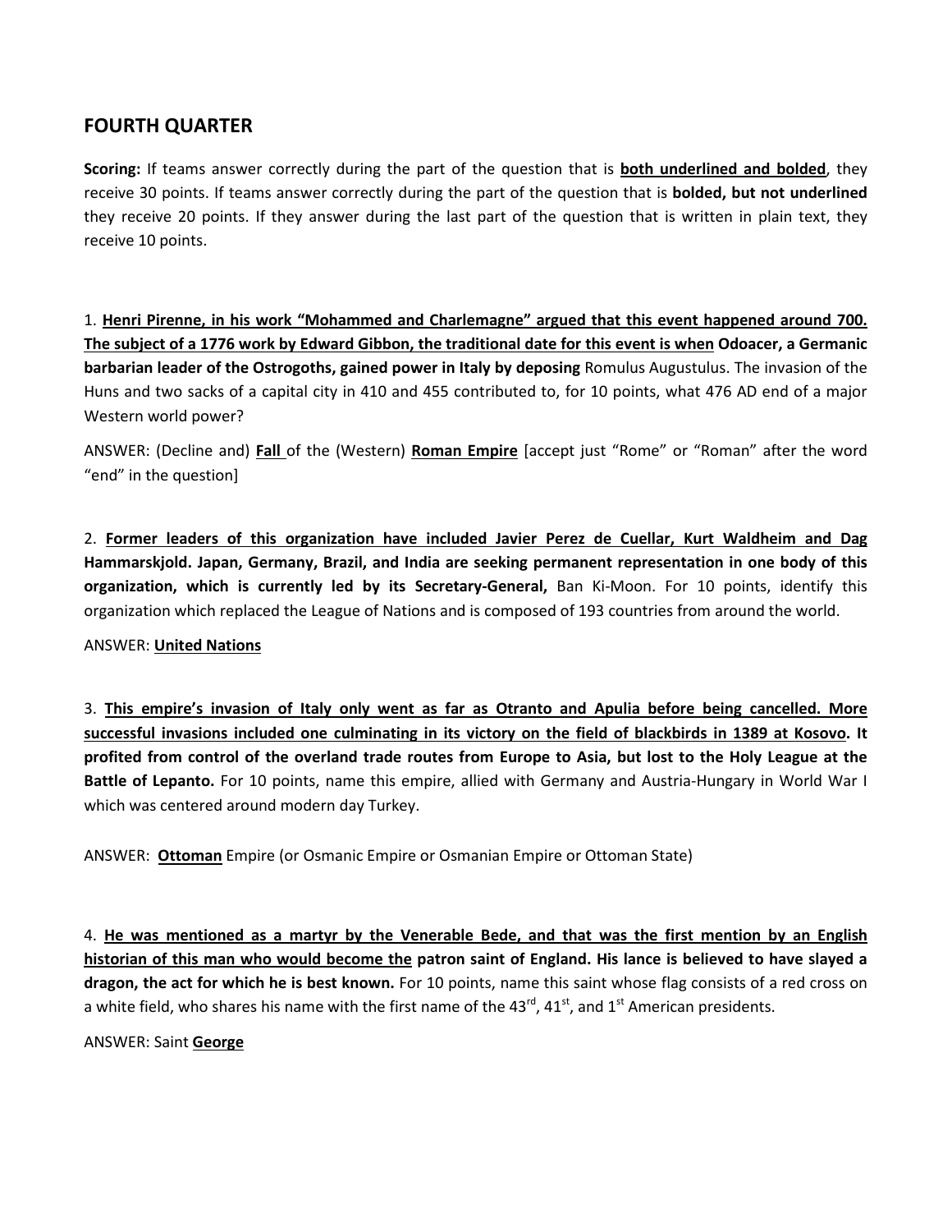## FOURTH QUARTER

**Scoring:** If teams answer correctly during the part of the question that is <u>**both underlined and bolded**</u>, they receive 30 points. If teams answer correctly during the part of the question that is **bolded, but not underlined** they receive 20 points. If they answer during the last part of the question that is written in plain text, they receive 10 points.

1. <u>**Henri Pirenne, in his work "Mohammed and Charlemagne" argued that this event happened around 700. The subject of a 1776 work by Edward Gibbon, the traditional date for this event is when**</u> **Odoacer, a Germanic barbarian leader of the Ostrogoths, gained power in Italy by deposing** Romulus Augustulus. The invasion of the Huns and two sacks of a capital city in 410 and 455 contributed to, for 10 points, what 476 AD end of a major Western world power?

ANSWER: (Decline and) <u>**Fall**</u> of the (Western) <u>**Roman Empire**</u> [accept just "Rome" or "Roman" after the word "end" in the question]

2. <u>**Former leaders of this organization have included Javier Perez de Cuellar, Kurt Waldheim and Dag**</u> **Hammarskjold. Japan, Germany, Brazil, and India are seeking permanent representation in one body of this organization, which is currently led by its Secretary-General,** Ban Ki-Moon. For 10 points, identify this organization which replaced the League of Nations and is composed of 193 countries from around the world.

ANSWER: <u>**United Nations**</u>

3. <u>**This empire's invasion of Italy only went as far as Otranto and Apulia before being cancelled. More successful invasions included one culminating in its victory on the field of blackbirds in 1389 at Kosovo**</u>**. It profited from control of the overland trade routes from Europe to Asia, but lost to the Holy League at the Battle of Lepanto.** For 10 points, name this empire, allied with Germany and Austria-Hungary in World War I which was centered around modern day Turkey.

ANSWER: <u>**Ottoman**</u> Empire (or Osmanic Empire or Osmanian Empire or Ottoman State)

4. <u>**He was mentioned as a martyr by the Venerable Bede, and that was the first mention by an English historian of this man who would become the**</u> **patron saint of England. His lance is believed to have slayed a dragon, the act for which he is best known.** For 10 points, name this saint whose flag consists of a red cross on a white field, who shares his name with the first name of the 43rd, 41st, and 1st American presidents.

ANSWER: Saint <u>**George**</u>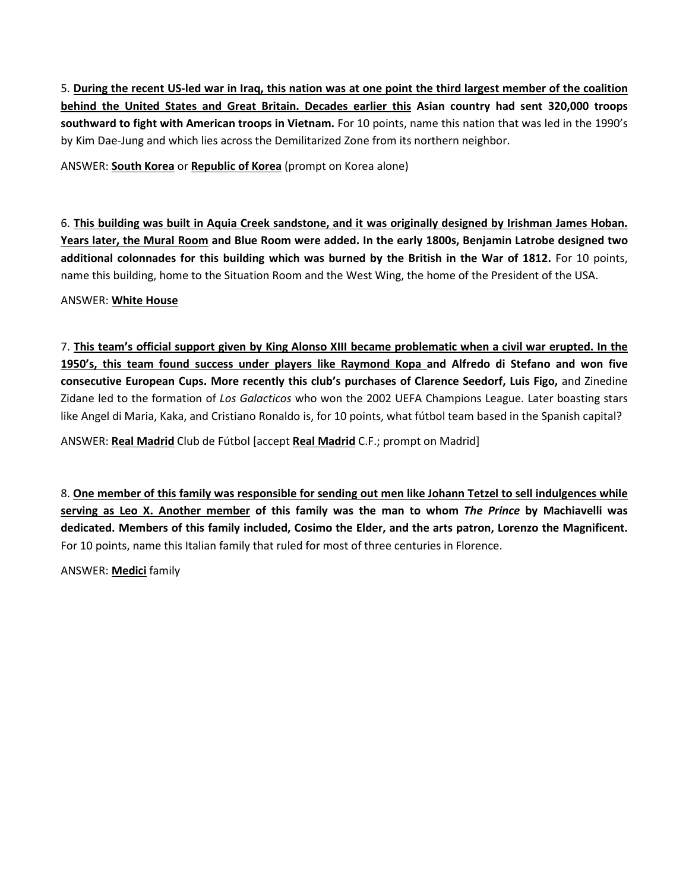5. **<u>During the recent US-led war in Iraq, this nation was at one point the third largest member of the coalition behind the United States and Great Britain. Decades earlier this</u> Asian country had sent 320,000 troops southward to fight with American troops in Vietnam.** For 10 points, name this nation that was led in the 1990's by Kim Dae-Jung and which lies across the Demilitarized Zone from its northern neighbor.

ANSWER: **<u>South Korea</u>** or **<u>Republic of Korea</u>** (prompt on Korea alone)

6. **<u>This building was built in Aquia Creek sandstone, and it was originally designed by Irishman James Hoban. Years later, the Mural Room</u> and Blue Room were added. In the early 1800s, Benjamin Latrobe designed two additional colonnades for this building which was burned by the British in the War of 1812.** For 10 points, name this building, home to the Situation Room and the West Wing, the home of the President of the USA.

ANSWER: **<u>White House</u>**

7. **<u>This team's official support given by King Alonso XIII became problematic when a civil war erupted. In the 1950's, this team found success under players like Raymond Kopa</u> and Alfredo di Stefano and won five consecutive European Cups. More recently this club's purchases of Clarence Seedorf, Luis Figo,** and Zinedine Zidane led to the formation of *Los Galacticos* who won the 2002 UEFA Champions League. Later boasting stars like Angel di Maria, Kaka, and Cristiano Ronaldo is, for 10 points, what fútbol team based in the Spanish capital?

ANSWER: **<u>Real Madrid</u>** Club de Fútbol [accept **<u>Real Madrid</u>** C.F.; prompt on Madrid]

8. **<u>One member of this family was responsible for sending out men like Johann Tetzel to sell indulgences while serving as Leo X. Another member</u> of this family was the man to whom *The Prince* by Machiavelli was dedicated. Members of this family included, Cosimo the Elder, and the arts patron, Lorenzo the Magnificent.** For 10 points, name this Italian family that ruled for most of three centuries in Florence.

ANSWER: **<u>Medici</u>** family